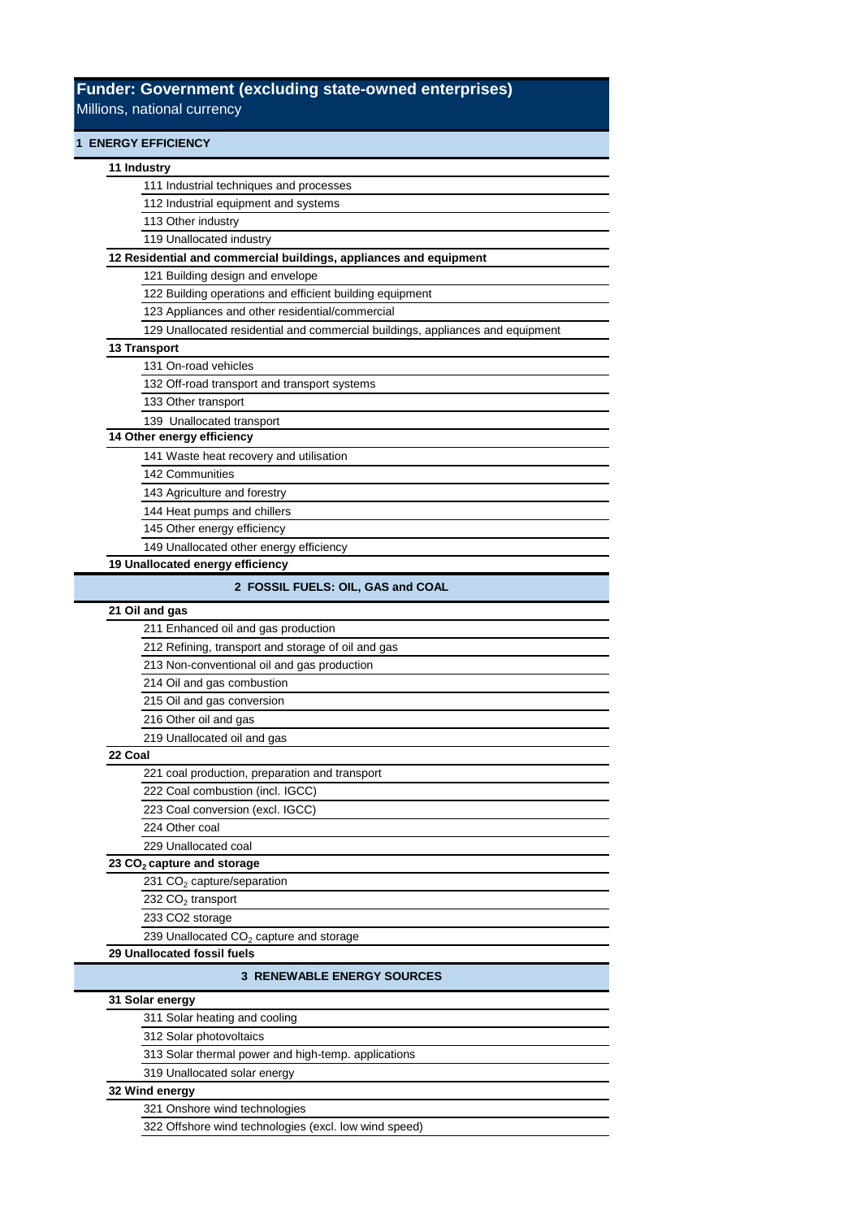## Funder: Government (excluding state-owned enterprises)

Millions, national currency

| |
|---|
| **1 ENERGY EFFICIENCY** |
| **11 Industry** |
| 111 Industrial techniques and processes |
| 112 Industrial equipment and systems |
| 113 Other industry |
| 119 Unallocated industry |
| **12 Residential and commercial buildings, appliances and equipment** |
| 121 Building design and envelope |
| 122 Building operations and efficient building equipment |
| 123 Appliances and other residential/commercial |
| 129 Unallocated residential and commercial buildings, appliances and equipment |
| **13 Transport** |
| 131 On-road vehicles |
| 132 Off-road transport and transport systems |
| 133 Other transport |
| 139 Unallocated transport |
| **14 Other energy efficiency** |
| 141 Waste heat recovery and utilisation |
| 142 Communities |
| 143 Agriculture and forestry |
| 144 Heat pumps and chillers |
| 145 Other energy efficiency |
| 149 Unallocated other energy efficiency |
| **19 Unallocated energy efficiency** |
| **2 FOSSIL FUELS: OIL, GAS and COAL** |
| **21 Oil and gas** |
| 211 Enhanced oil and gas production |
| 212 Refining, transport and storage of oil and gas |
| 213 Non-conventional oil and gas production |
| 214 Oil and gas combustion |
| 215 Oil and gas conversion |
| 216 Other oil and gas |
| 219 Unallocated oil and gas |
| **22 Coal** |
| 221 coal production, preparation and transport |
| 222 Coal combustion (incl. IGCC) |
| 223 Coal conversion (excl. IGCC) |
| 224 Other coal |
| 229 Unallocated coal |
| **23 $CO_2$ capture and storage** |
| 231 $CO_2$ capture/separation |
| 232 $CO_2$ transport |
| 233 CO2 storage |
| 239 Unallocated $CO_2$ capture and storage |
| **29 Unallocated fossil fuels** |
| **3 RENEWABLE ENERGY SOURCES** |
| **31 Solar energy** |
| 311 Solar heating and cooling |
| 312 Solar photovoltaics |
| 313 Solar thermal power and high-temp. applications |
| 319 Unallocated solar energy |
| **32 Wind energy** |
| 321 Onshore wind technologies |
| 322 Offshore wind technologies (excl. low wind speed) |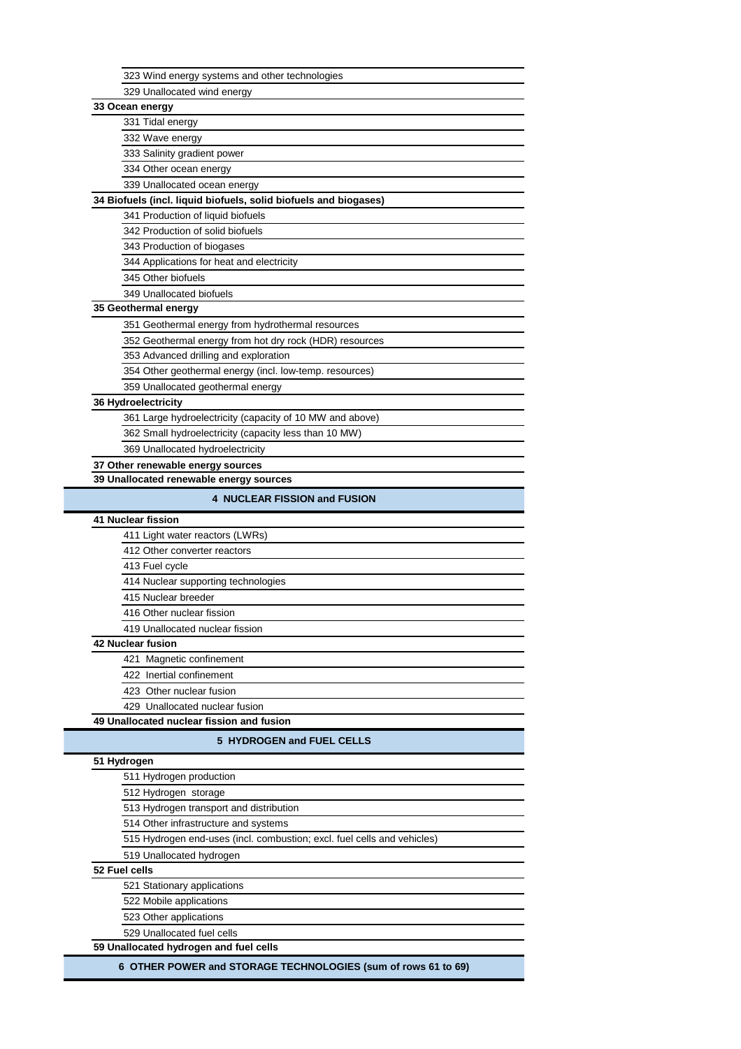323 Wind energy systems and other technologies

329 Unallocated wind energy

**33 Ocean energy**

331 Tidal energy

332 Wave energy

333 Salinity gradient power

334 Other ocean energy

339 Unallocated ocean energy

**34 Biofuels (incl. liquid biofuels, solid biofuels and biogases)**

341 Production of liquid biofuels

342 Production of solid biofuels

343 Production of biogases

344 Applications for heat and electricity

345 Other biofuels

349 Unallocated biofuels

**35 Geothermal energy**

351 Geothermal energy from hydrothermal resources

352 Geothermal energy from hot dry rock (HDR) resources

353 Advanced drilling and exploration

354 Other geothermal energy (incl. low-temp. resources)

359 Unallocated geothermal energy

**36 Hydroelectricity**

361 Large hydroelectricity (capacity of 10 MW and above)

362 Small hydroelectricity (capacity less than 10 MW)

369 Unallocated hydroelectricity

**37 Other renewable energy sources**

**39 Unallocated renewable energy sources**

## 4 NUCLEAR FISSION and FUSION

**41 Nuclear fission**

411 Light water reactors (LWRs)

412 Other converter reactors

413 Fuel cycle

414 Nuclear supporting technologies

415 Nuclear breeder

416 Other nuclear fission

419 Unallocated nuclear fission

**42 Nuclear fusion**

421 Magnetic confinement

422 Inertial confinement

423 Other nuclear fusion

429 Unallocated nuclear fusion

**49 Unallocated nuclear fission and fusion**

## 5 HYDROGEN and FUEL CELLS

**51 Hydrogen**

511 Hydrogen production

512 Hydrogen storage

513 Hydrogen transport and distribution

514 Other infrastructure and systems

515 Hydrogen end-uses (incl. combustion; excl. fuel cells and vehicles)

519 Unallocated hydrogen

**52 Fuel cells**

521 Stationary applications

522 Mobile applications

523 Other applications

529 Unallocated fuel cells

**59 Unallocated hydrogen and fuel cells**

## 6 OTHER POWER and STORAGE TECHNOLOGIES (sum of rows 61 to 69)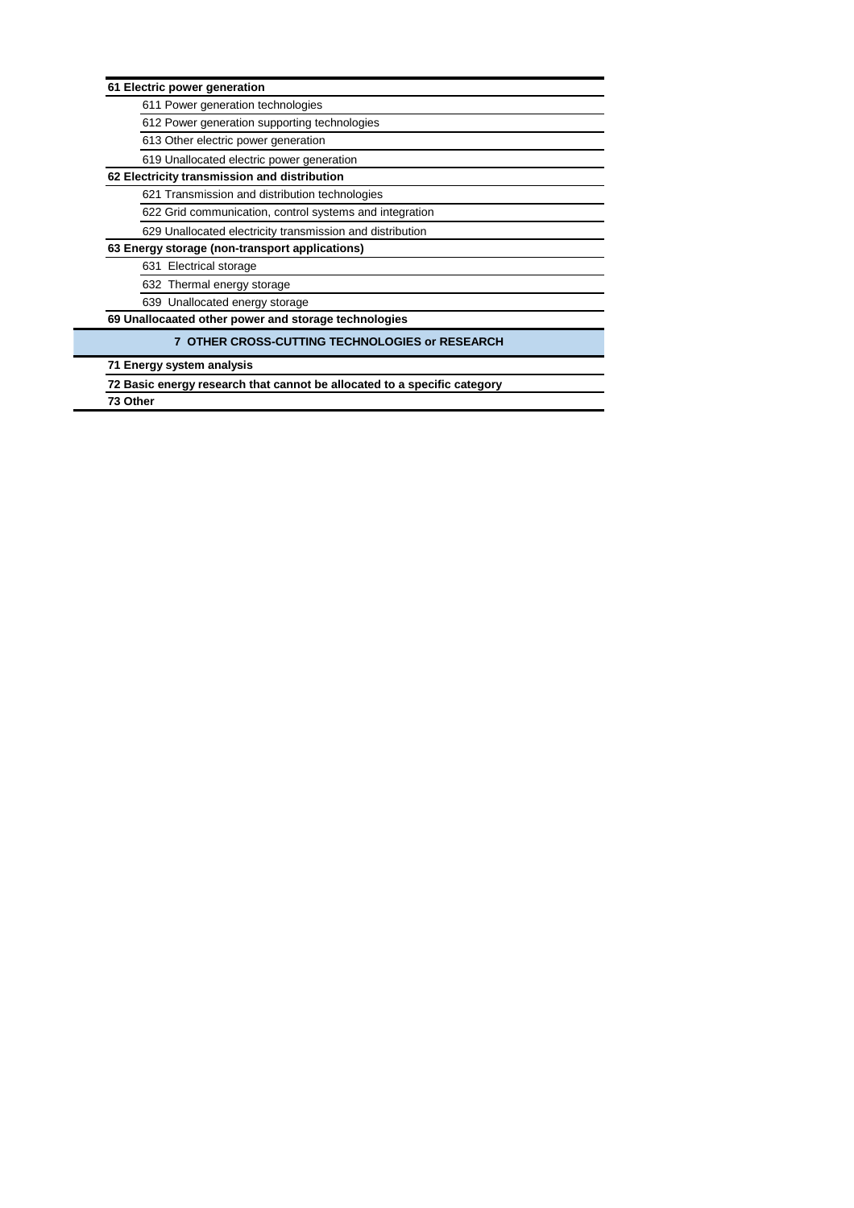**61 Electric power generation**

- 611 Power generation technologies
- 612 Power generation supporting technologies
- 613 Other electric power generation
- 619 Unallocated electric power generation

**62 Electricity transmission and distribution**

- 621 Transmission and distribution technologies
- 622 Grid communication, control systems and integration
- 629 Unallocated electricity transmission and distribution

**63 Energy storage (non-transport applications)**

- 631 Electrical storage
- 632 Thermal energy storage
- 639 Unallocated energy storage

**69 Unallocaated other power and storage technologies**

## 7 OTHER CROSS-CUTTING TECHNOLOGIES or RESEARCH

**71 Energy system analysis**

**72 Basic energy research that cannot be allocated to a specific category**

**73 Other**